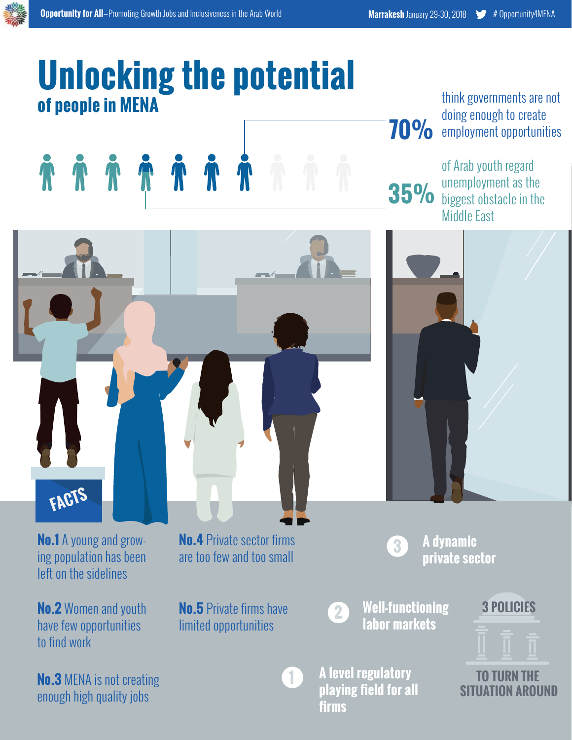**Opportunity for All**–Promoting Growth Jobs and Inclusiveness in the Arab World

**Marrakesh** January 29-30, 2018 # Opportunity4MENA

# Unlocking the potential

## of people in MENA

**70%** think governments are not doing enough to create employment opportunities

**35%** of Arab youth regard unemployment as the biggest obstacle in the Middle East

### FACTS

**No.1** A young and growing population has been left on the sidelines

**No.2** Women and youth have few opportunities to find work

**No.3** MENA is not creating enough high quality jobs

**No.4** Private sector firms are too few and too small

**No.5** Private firms have limited opportunities

### 3 POLICIES TO TURN THE SITUATION AROUND

1. **A level regulatory playing field for all firms**
2. **Well-functioning labor markets**
3. **A dynamic private sector**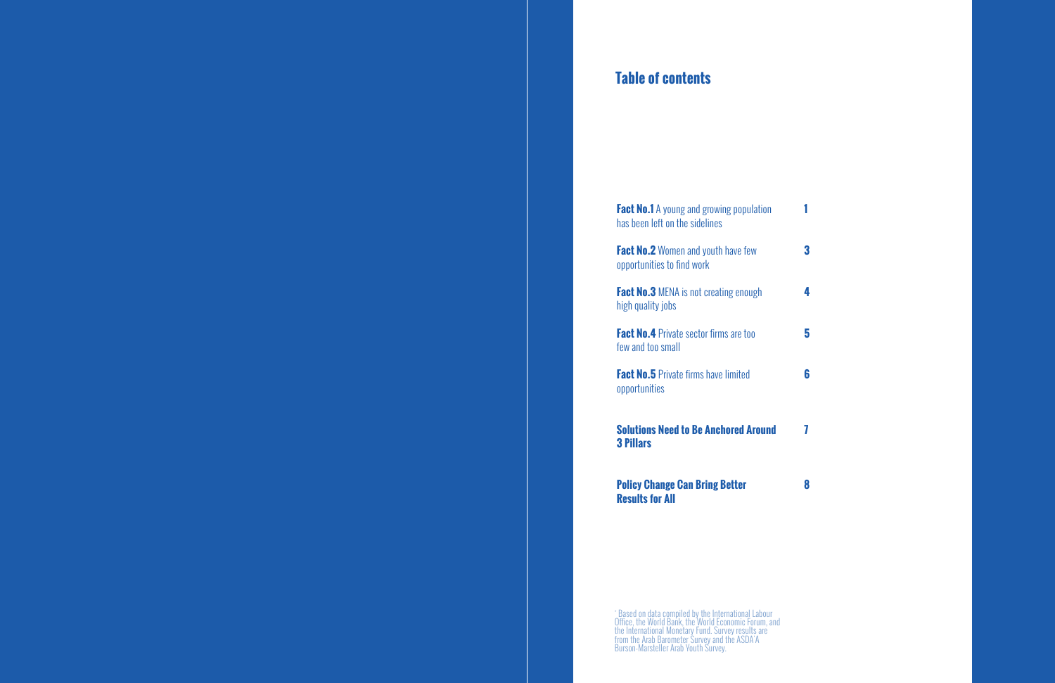## Table of contents

| | |
|---|---|
| **Fact No.1** A young and growing population has been left on the sidelines | 1 |
| **Fact No.2** Women and youth have few opportunities to find work | 3 |
| **Fact No.3** MENA is not creating enough high quality jobs | 4 |
| **Fact No.4** Private sector firms are too few and too small | 5 |
| **Fact No.5** Private firms have limited opportunities | 6 |
| **Solutions Need to Be Anchored Around 3 Pillars** | 7 |
| **Policy Change Can Bring Better Results for All** | 8 |

* Based on data compiled by the International Labour Office, the World Bank, the World Economic Forum, and the International Monetary Fund. Survey results are from the Arab Barometer Survey and the ASDA'A Burson-Marsteller Arab Youth Survey.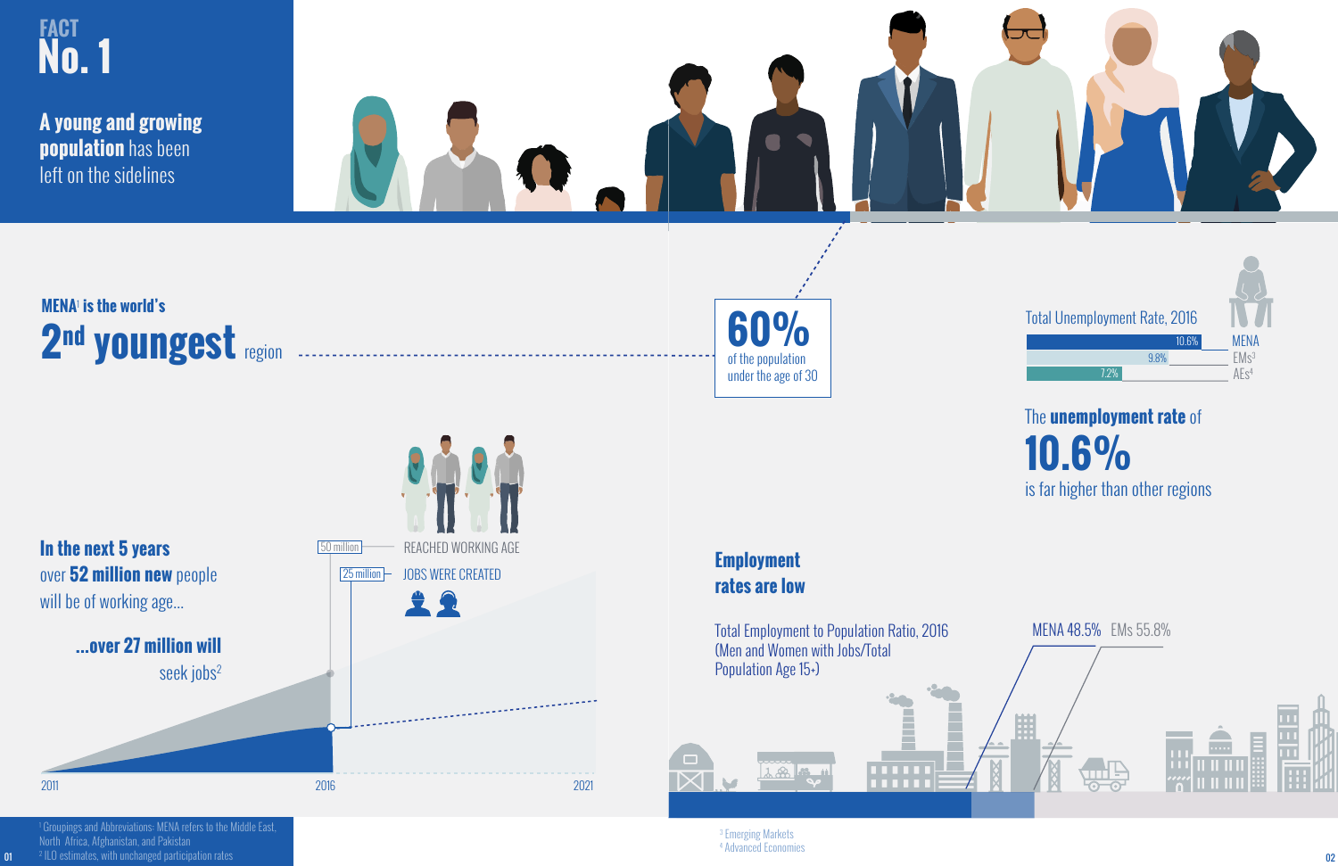# FACT No. 1

**A young and growing population** has been left on the sidelines

**MENA**[1] **is the world's**

## 2nd youngest region

**60%** of the population under the age of 30

Total Unemployment Rate, 2016

| Region | Rate |
| --- | --- |
| MENA | 10.6% |
| EMs[3] | 9.8% |
| AEs[4] | 7.2% |

The **unemployment rate** of

**10.6%**

is far higher than other regions

**In the next 5 years** over **52 million new** people will be of working age...

**...over 27 million will** seek jobs[2]

50 million — REACHED WORKING AGE

25 million — JOBS WERE CREATED

2011 | 2016 | 2021

**Employment rates are low**

Total Employment to Population Ratio, 2016 (Men and Women with Jobs/Total Population Age 15+)

MENA 48.5% EMs 55.8%

[1] Groupings and Abbreviations: MENA refers to the Middle East, North Africa, Afghanistan, and Pakistan

[2] ILO estimates, with unchanged participation rates

[3] Emerging Markets

[4] Advanced Economies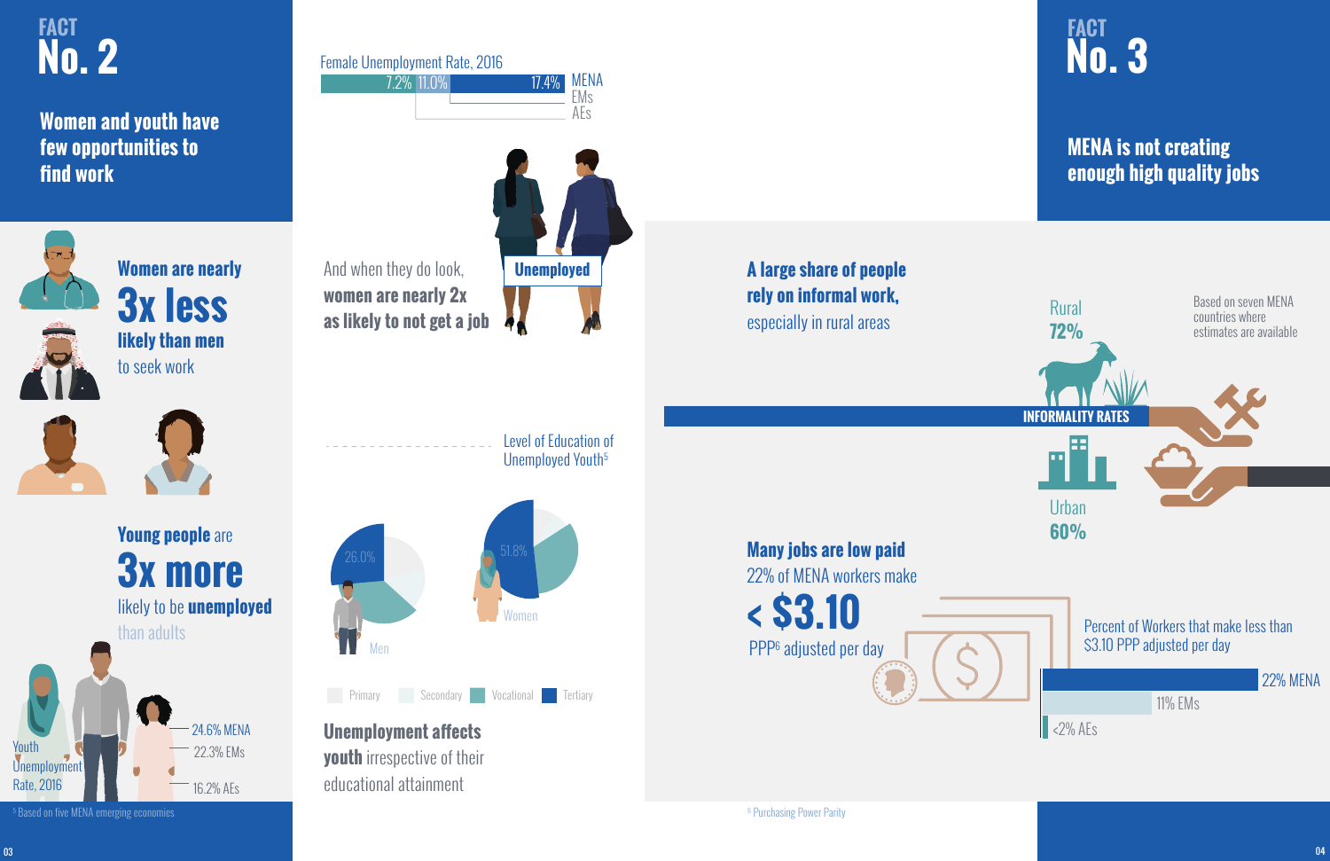# FACT No. 2

## Women and youth have few opportunities to find work

**Women are nearly 3x less likely than men** to seek work

**Young people** are **3x more** likely to be **unemployed** than adults

Youth Unemployment Rate, 2016

- 24.6% MENA
- 22.3% EMs
- 16.2% AEs

Female Unemployment Rate, 2016

- 17.4% MENA
- 11.0% EMs
- 7.2% AEs

And when they do look, **women are nearly 2x as likely to not get a job**

Unemployed

Level of Education of Unemployed Youth[5]

- Men: 26.0%
- Women: 51.8%

Primary | Secondary | Vocational | Tertiary

**Unemployment affects youth** irrespective of their educational attainment

[5] Based on five MENA emerging economies

# FACT No. 3

## MENA is not creating enough high quality jobs

**A large share of people rely on informal work,** especially in rural areas

INFORMALITY RATES

- Rural 72%
- Urban 60%

Based on seven MENA countries where estimates are available

**Many jobs are low paid**

22% of MENA workers make **< $3.10** PPP[6] adjusted per day

Percent of Workers that make less than $3.10 PPP adjusted per day

- 22% MENA
- 11% EMs
- <2% AEs

[6] Purchasing Power Parity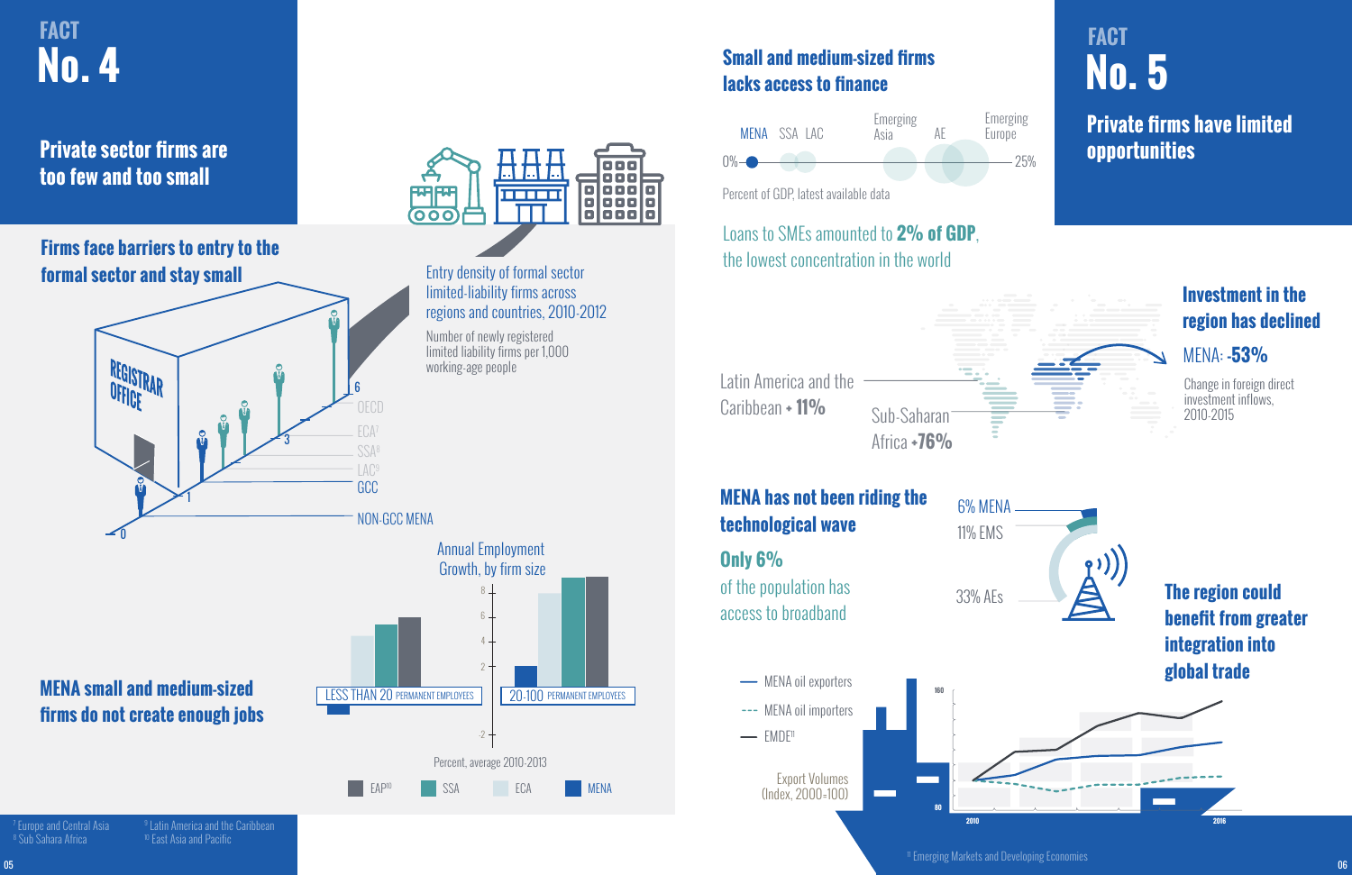# FACT No. 4

## Private sector firms are too few and too small

### Firms face barriers to entry to the formal sector and stay small

REGISTRAR OFFICE

Entry density of formal sector limited-liability firms across regions and countries, 2010-2012

Number of newly registered limited liability firms per 1,000 working-age people

6 OECD
ECA[7]
SSA[8]
LAC[9]
3 GCC
1 NON-GCC MENA
0

### MENA small and medium-sized firms do not create enough jobs

Annual Employment Growth, by firm size

LESS THAN 20 PERMANENT EMPLOYEES

20-100 PERMANENT EMPLOYEES

Percent, average 2010-2013

EAP[10] SSA ECA MENA

[7] Europe and Central Asia
[8] Sub Sahara Africa
[9] Latin America and the Caribbean
[10] East Asia and Pacific

# FACT No. 5

## Private firms have limited opportunities

### Small and medium-sized firms lacks access to finance

MENA SSA LAC Emerging Asia AE Emerging Europe

0% — 25%

Percent of GDP, latest available data

Loans to SMEs amounted to **2% of GDP**, the lowest concentration in the world

### Investment in the region has declined

MENA: **-53%**

Change in foreign direct investment inflows, 2010-2015

Latin America and the Caribbean **+11%**

Sub-Saharan Africa **+76%**

### MENA has not been riding the technological wave

**Only 6%** of the population has access to broadband

6% MENA
11% EMS
33% AEs

### The region could benefit from greater integration into global trade

MENA oil exporters
MENA oil importers
EMDE[11]

Export Volumes (Index, 2000=100)

[11] Emerging Markets and Developing Economies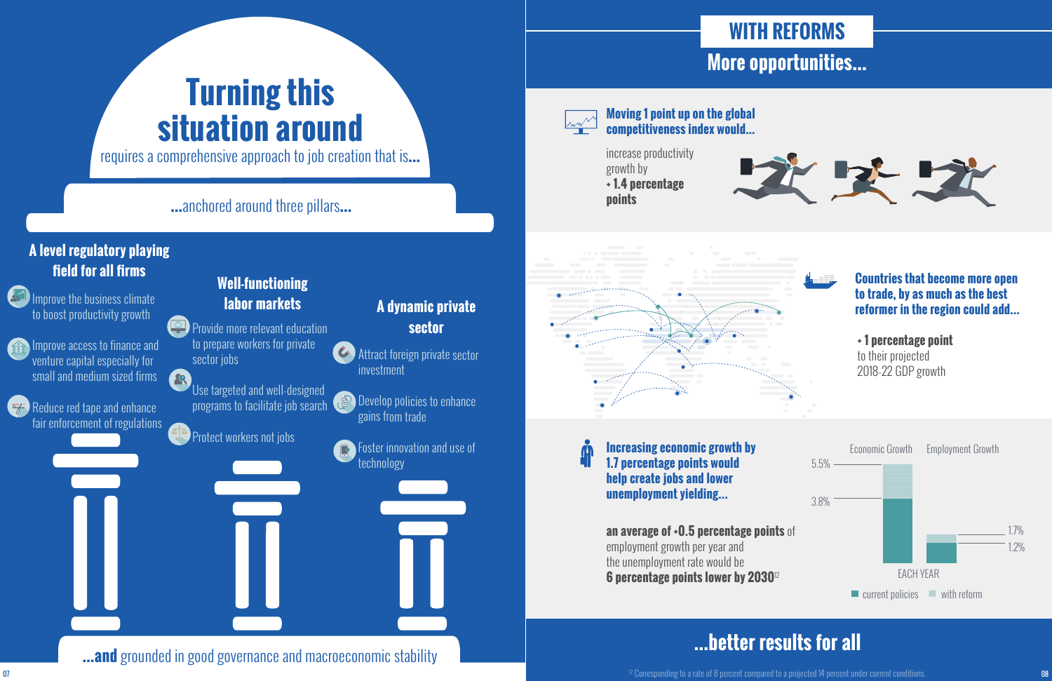# Turning this situation around

requires a comprehensive approach to job creation that is...

...anchored around three pillars...

### A level regulatory playing field for all firms

- Improve the business climate to boost productivity growth
- Improve access to finance and venture capital especially for small and medium sized firms
- Reduce red tape and enhance fair enforcement of regulations

### Well-functioning labor markets

- Provide more relevant education to prepare workers for private sector jobs
- Use targeted and well-designed programs to facilitate job search
- Protect workers not jobs

### A dynamic private sector

- Attract foreign private sector investment
- Develop policies to enhance gains from trade
- Foster innovation and use of technology

**...and** grounded in good governance and macroeconomic stability

## WITH REFORMS

## More opportunities...

**Moving 1 point up on the global competitiveness index would...**

increase productivity growth by **+1.4 percentage points**

**Countries that become more open to trade, by as much as the best reformer in the region could add...**

**+1 percentage point** to their projected 2018-22 GDP growth

**Increasing economic growth by 1.7 percentage points would help create jobs and lower unemployment yielding...**

**an average of +0.5 percentage points** of employment growth per year and the unemployment rate would be **6 percentage points lower by 2030**[12]

Economic Growth
Employment Growth
5.5%
3.8%
1.7%
1.2%
EACH YEAR
current policies
with reform

## ...better results for all

[12] Corresponding to a rate of 8 percent compared to a projected 14 percent under current conditions.